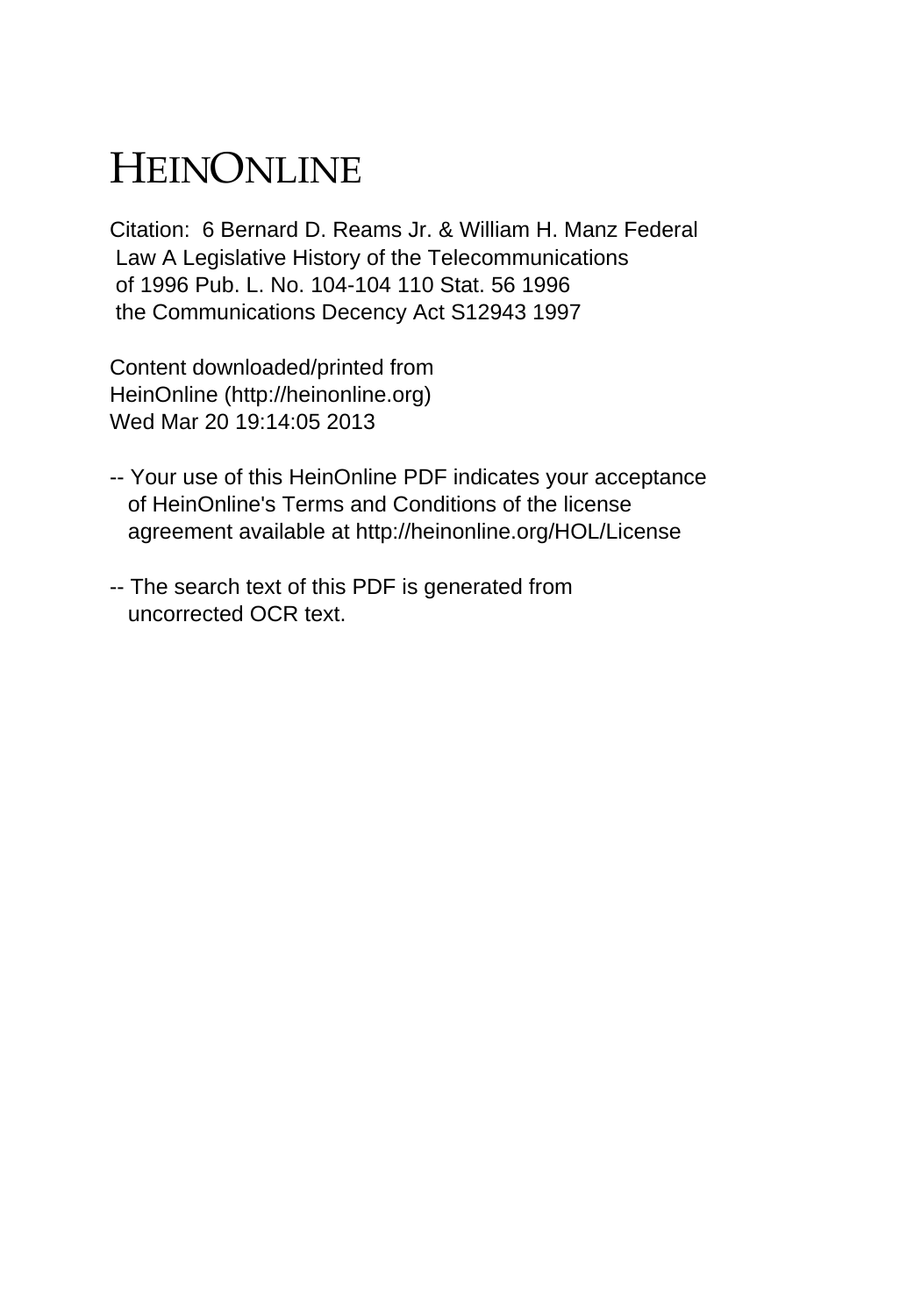# HEINONLINE

Citation: 6 Bernard D. Reams Jr. & William H. Manz Federal Law A Legislative History of the Telecommunications of 1996 Pub. L. No. 104-104 110 Stat. 56 1996 the Communications Decency Act S12943 1997

Content downloaded/printed from HeinOnline (http://heinonline.org) Wed Mar 20 19:14:05 2013

-- Your use of this HeinOnline PDF indicates your acceptance of HeinOnline's Terms and Conditions of the license agreement available at http://heinonline.org/HOL/License

-- The search text of this PDF is generated from uncorrected OCR text.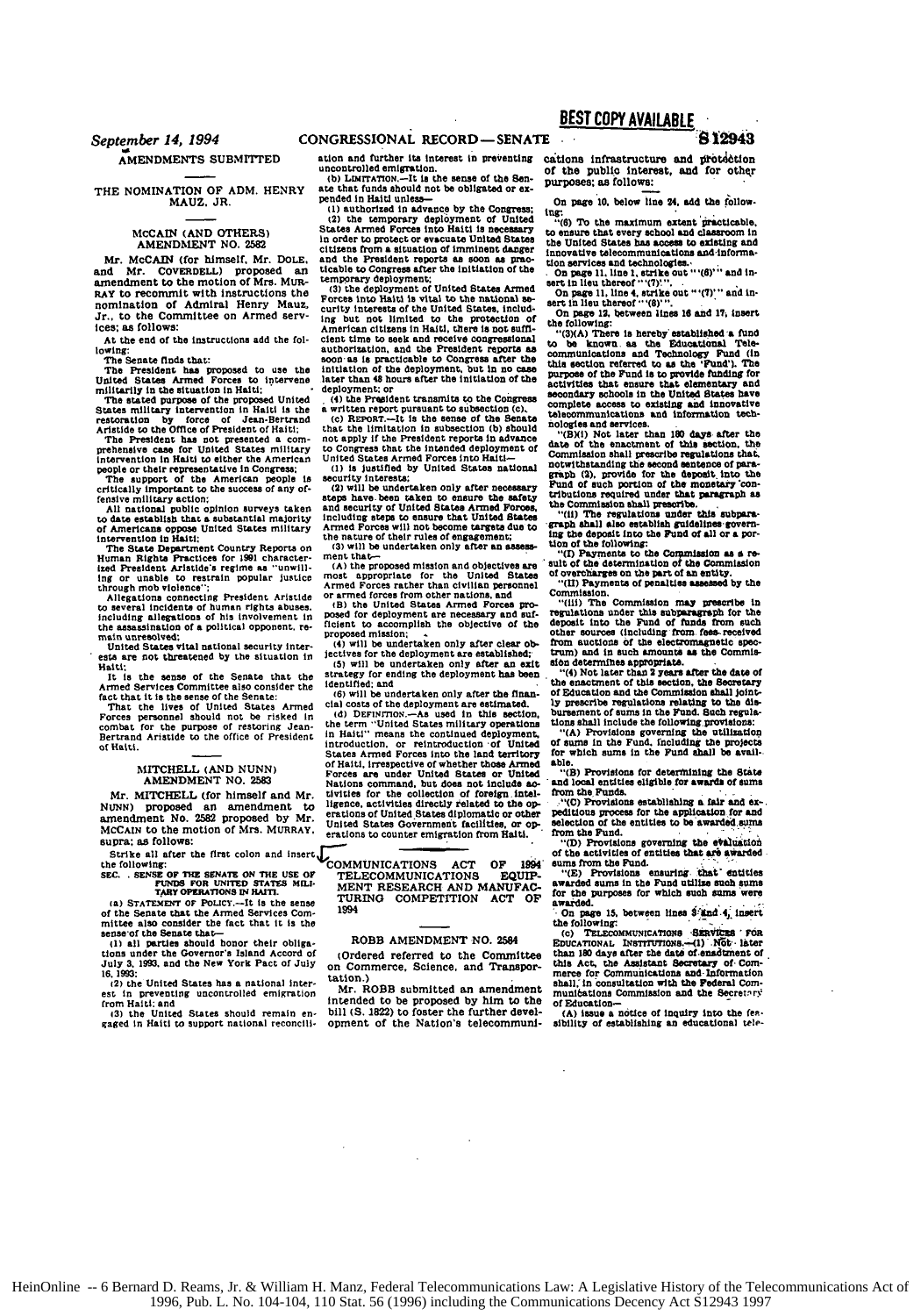## AMENDMENTS SUBMITTED

---

### THE NOMINATION OF ADM. HENRY MAUZ, JR.

---

### MCCAIN (AND OTHERS) AMENDMENT NO. 2582

Mr. McCAIN (for himself, Mr. DOLE, and Mr. COVERDELL) proposed an amendment to the motion of Mrs. MURRAY to recommit with instructions the nomination of Admiral Henry Mauz, Jr., to the Committee on Armed Services; as follows:

At the end of the instructions add the following:

The Senate finds that:

The President has proposed to use the United States Armed Forces to intervene militarily in the situation in Haiti;

The stated purpose of the proposed United States military intervention in Haiti is the restoration by force of Jean-Bertrand Aristide to the Office of President of Haiti;

The President has not presented a comprehensive case for United States military intervention in Haiti to either the American people or their representative in Congress;

The support of the American people is critically important to the success of any offensive military action;

All national public opinion surveys taken to date establish that a substantial majority of Americans oppose United States military intervention in Haiti;

The State Department Country Reports on Human Rights Practices for 1991 characterized President Aristide's regime as "unwilling or unable to restrain popular justice through mob violence";

Allegations connecting President Aristide to several incidents of human rights abuses, including allegations of his involvement in the assassination of a political opponent, remain unresolved;

United States vital national security interests are not threatened by the situation in Haiti;

It is the sense of the Senate that the Armed Services Committee also consider the fact that it is the sense of the Senate:

That the lives of United States Armed Forces personnel should not be risked in combat for the purpose of restoring Jean-Bertrand Aristide to the office of President of Haiti.

---

### MITCHELL (AND NUNN) AMENDMENT NO. 2583

Mr. MITCHELL (for himself and Mr. NUNN) proposed an amendment to amendment No. 2582 proposed by Mr. McCAIN to the motion of Mrs. MURRAY, supra; as follows:

Strike all after the first colon and insert the following:

SEC. . SENSE OF THE SENATE ON THE USE OF FUNDS FOR UNITED STATES MILITARY OPERATIONS IN HAITI.

(a) STATEMENT OF POLICY.—It is the sense of the Senate that the Armed Services Committee also consider the fact that it is the sense of the Senate that—

(1) all parties should honor their obligations under the Governor's Island Accord of July 3, 1993, and the New York Pact of July 16, 1993;

(2) the United States has a national interest in preventing uncontrolled emigration from Haiti; and

(3) the United States should remain engaged in Haiti to support national reconciliation and further its interest in preventing uncontrolled emigration.

(b) LIMITATION.—It is the sense of the Senate that funds should not be obligated or expended in Haiti unless—

(1) authorized in advance by the Congress;

(2) the temporary deployment of United States Armed Forces into Haiti is necessary in order to protect or evacuate United States citizens from a situation of imminent danger and the President reports as soon as practicable to Congress after the initiation of the temporary deployment;

(3) the deployment of United States Armed Forces into Haiti is vital to the national security interests of the United States, including but not limited to the protection of American citizens in Haiti, there is not sufficient time to seek and receive congressional authorization, and the President reports as soon as is practicable to Congress after the initiation of the deployment, but in no case later than 48 hours after the initiation of the deployment; or

(4) the President transmits to the Congress a written report pursuant to subsection (c).

(c) REPORT.—It is the sense of the Senate that the limitation in subsection (b) should not apply if the President reports in advance to Congress that the intended deployment of United States Armed Forces into Haiti—

(1) is justified by United States national security interests;

(2) will be undertaken only after necessary steps have been taken to ensure the safety and security of United States Armed Forces, including steps to ensure that United States Armed Forces will not become targets due to the nature of their rules of engagement;

(3) will be undertaken only after an assessment that—

(A) the proposed mission and objectives are most appropriate for the United States Armed Forces rather than civilian personnel or armed forces from other nations, and

(B) the United States Armed Forces proposed for deployment are necessary and sufficient to accomplish the objective of the proposed mission;

(4) will be undertaken only after clear objectives for the deployment are established;

(5) will be undertaken only after an exit strategy for ending the deployment has been identified; and

(6) will be undertaken only after the financial costs of the deployment are estimated.

(d) DEFINITION.—As used in this section, the term "United States military operations in Haiti" means the continued deployment, introduction, or reintroduction of United States Armed Forces into the land territory of Haiti, irrespective of whether those Armed Forces are under United States or United Nations command, but does not include activities for the collection of foreign intelligence, activities directly related to the operations of United States diplomatic or other United States Government facilities, or operations to counter emigration from Haiti.

---

## COMMUNICATIONS ACT OF 1994 TELECOMMUNICATIONS EQUIPMENT RESEARCH AND MANUFACTURING COMPETITION ACT OF 1994

---

### ROBB AMENDMENT NO. 2584

(Ordered referred to the Committee on Commerce, Science, and Transportation.)

Mr. ROBB submitted an amendment intended to be proposed by him to the bill (S. 1822) to foster the further development of the Nation's telecommunications infrastructure and protection of the public interest, and for other purposes; as follows:

On page 10, below line 24, add the following:

"(6) To the maximum extent practicable, to ensure that every school and classroom in the United States has access to existing and innovative telecommunications and information services and technologies.".

On page 11, line 1, strike out "'(6)'" and insert in lieu thereof "'(7)'".

On page 11, line 4, strike out "'(7)'" and insert in lieu thereof "'(8)'".

On page 12, between lines 16 and 17, insert the following:

"(3)(A) There is hereby established a fund to be known as the Educational Telecommunications and Technology Fund (in this section referred to as the 'Fund'). The purpose of the Fund is to provide funding for activities that ensure that elementary and secondary schools in the United States have complete access to existing and innovative telecommunications and information technologies and services.

"(B)(i) Not later than 180 days after the date of the enactment of this section, the Commission shall prescribe regulations that, notwithstanding the second sentence of paragraph (2), provide for the deposit into the Fund of such portion of the monetary contributions required under that paragraph as the Commission shall prescribe.

"(ii) The regulations under this subparagraph shall also establish guidelines governing the deposit into the Fund of all or a portion of the following:

"(I) Payments to the Commission as a result of the determination of the Commission of overcharges on the part of an entity.

"(II) Payments of penalties assessed by the Commission.

"(iii) The Commission may prescribe in regulations under this subparagraph for the deposit into the Fund of funds from such other sources (including from fees received from auctions of the electromagnetic spectrum) and in such amounts as the Commission determines appropriate.

"(4) Not later than 2 years after the date of the enactment of this section, the Secretary of Education and the Commission shall jointly prescribe regulations relating to the disbursement of sums in the Fund. Such regulations shall include the following provisions:

"(A) Provisions governing the utilization of sums in the Fund, including the projects for which sums in the Fund shall be available.

"(B) Provisions for determining the State and local entities eligible for awards of sums from the Funds.

"(C) Provisions establishing a fair and expeditious process for the application for and selection of the entities to be awarded sums from the Fund.

"(D) Provisions governing the evaluation of the activities of entities that are awarded sums from the Fund.

"(E) Provisions ensuring that entities awarded sums in the Fund utilize such sums for the purposes for which such sums were awarded.

On page 15, between lines 3 and 4, insert the following:

(c) TELECOMMUNICATIONS SERVICES FOR EDUCATIONAL INSTITUTIONS.—(1) Not later than 180 days after the date of enactment of this Act, the Assistant Secretary of Commerce for Communications and Information shall, in consultation with the Federal Communications Commission and the Secretary of Education—

(A) issue a notice of inquiry into the feasibility of establishing an educational tele-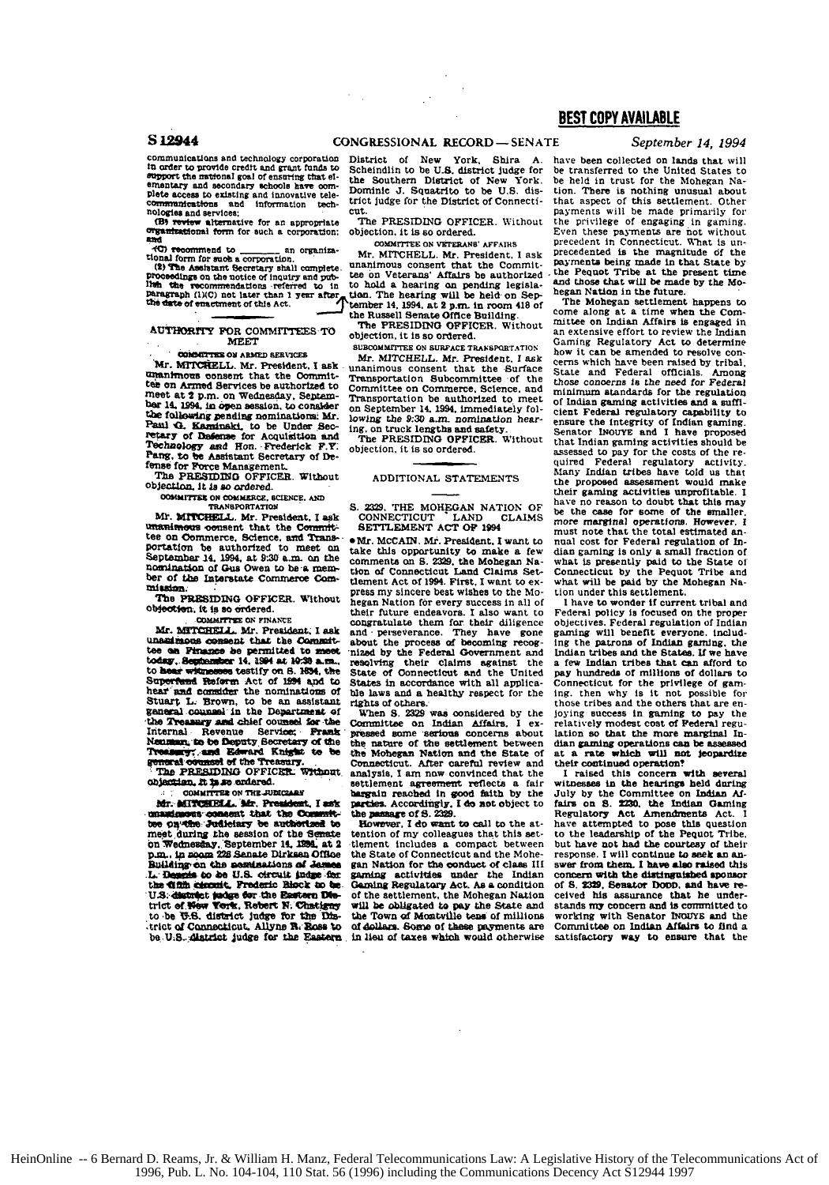communications and technology corporation in order to provide credit and grant funds to support the national goal of ensuring that elementary and secondary schools have complete access to existing and innovative telecommunications and information technologies and services;

(B) review alternative for an appropriate organizational form for such a corporation; and

(C) recommend to _______ an organizational form for such a corporation.

(2) The Assistant Secretary shall complete proceedings on the notice of inquiry and publish the recommendations referred to in paragraph (1)(C) not later than 1 year after the date of enactment of this Act.

## AUTHORITY FOR COMMITTEES TO MEET

### COMMITTEE ON ARMED SERVICES

Mr. MITCHELL. Mr. President, I ask unanimous consent that the Committee on Armed Services be authorized to meet at 2 p.m. on Wednesday, September 14, 1994, in open session, to consider the following pending nominations: Mr. Paul G. Kaminski, to be Under Secretary of Defense for Acquisition and Technology and Hon. Frederick F.Y. Pang, to be Assistant Secretary of Defense for Force Management.

The PRESIDING OFFICER. Without objection, it is so ordered.

### COMMITTEE ON COMMERCE, SCIENCE, AND TRANSPORTATION

Mr. MITCHELL. Mr. President, I ask unanimous consent that the Committee on Commerce, Science, and Transportation be authorized to meet on September 14, 1994, at 9:30 a.m. on the nomination of Gus Owen to be a member of the Interstate Commerce Commission.

The PRESIDING OFFICER. Without objection, it is so ordered.

### COMMITTEE ON FINANCE

Mr. MITCHELL. Mr. President, I ask unanimous consent that the Committee on Finance be permitted to meet today, September 14, 1994 at 10:30 a.m., to hear witnesses testify on S. 1834, the Superfund Reform Act of 1994 and to hear and consider the nominations of Stuart L. Brown, to be an assistant general counsel in the Department of the Treasury and chief counsel for the Internal Revenue Service; Frank Newman, to be Deputy Secretary of the Treasury; and Edward Knight to be general counsel of the Treasury.

The PRESIDING OFFICER. Without objection, it is so ordered.

### COMMITTEE ON THE JUDICIARY

Mr. MITCHELL. Mr. President, I ask unanimous consent that the Committee on the Judiciary be authorized to meet during the session of the Senate on Wednesday, September 14, 1994, at 2 p.m., in room 226 Senate Dirksen Office Building on the nominations of James L. Dennis to be U.S. circuit judge for the fifth circuit, Frederic Block to be U.S. district judge for the Eastern District of New York, Robert N. Chatigny to be U.S. district judge for the District of Connecticut, Allyne R. Ross to be U.S. district judge for the Eastern District of New York, Shira A. Scheindlin to be U.S. district judge for the Southern District of New York. Dominic J. Squatrito to be U.S. district judge for the District of Connecticut.

The PRESIDING OFFICER. Without objection, it is so ordered.

### COMMITTEE ON VETERANS' AFFAIRS

Mr. MITCHELL. Mr. President, I ask unanimous consent that the Committee on Veterans' Affairs be authorized to hold a hearing on pending legislation. The hearing will be held on September 14, 1994, at 2 p.m. in room 418 of the Russell Senate Office Building.

The PRESIDING OFFICER. Without objection, it is so ordered.

### SUBCOMMITTEE ON SURFACE TRANSPORTATION

Mr. MITCHELL. Mr. President, I ask unanimous consent that the Surface Transportation Subcommittee of the Committee on Commerce, Science, and Transportation be authorized to meet on September 14, 1994, immediately following the 9:30 a.m. nomination hearing, on truck lengths and safety.

The PRESIDING OFFICER. Without objection, it is so ordered.

## ADDITIONAL STATEMENTS

## S. 2329, THE MOHEGAN NATION OF CONNECTICUT LAND CLAIMS SETTLEMENT ACT OF 1994

• Mr. McCAIN. Mr. President, I want to take this opportunity to make a few comments on S. 2329, the Mohegan Nation of Connecticut Land Claims Settlement Act of 1994. First, I want to express my sincere best wishes to the Mohegan Nation for every success in all of their future endeavors. I also want to congratulate them for their diligence and perseverance. They have gone about the process of becoming recognized by the Federal Government and resolving their claims against the State of Connecticut and the United States in accordance with all applicable laws and a healthy respect for the rights of others.

When S. 2329 was considered by the Committee on Indian Affairs, I expressed some serious concerns about the nature of the settlement between the Mohegan Nation and the State of Connecticut. After careful review and analysis, I am now convinced that the settlement agreement reflects a fair bargain reached in good faith by the parties. Accordingly, I do not object to the passage of S. 2329.

However, I do want to call to the attention of my colleagues that this settlement includes a compact between the State of Connecticut and the Mohegan Nation for the conduct of class III gaming activities under the Indian Gaming Regulatory Act. As a condition of the settlement, the Mohegan Nation will be obligated to pay the State and the Town of Montville tens of millions of dollars. Some of these payments are in lieu of taxes which would otherwise have been collected on lands that will be transferred to the United States to be held in trust for the Mohegan Nation. There is nothing unusual about that aspect of this settlement. Other payments will be made primarily for the privilege of engaging in gaming. Even these payments are not without precedent in Connecticut. What is unprecedented is the magnitude of the payments being made in that State by the Pequot Tribe at the present time and those that will be made by the Mohegan Nation in the future.

The Mohegan settlement happens to come along at a time when the Committee on Indian Affairs is engaged in an extensive effort to review the Indian Gaming Regulatory Act to determine how it can be amended to resolve concerns which have been raised by tribal, State and Federal officials. Among those concerns is the need for Federal minimum standards for the regulation of Indian gaming activities and a sufficient Federal regulatory capability to ensure the integrity of Indian gaming. Senator INOUYE and I have proposed that Indian gaming activities should be assessed to pay for the costs of the required Federal regulatory activity. Many Indian tribes have told us that the proposed assessment would make their gaming activities unprofitable. I have no reason to doubt that this may be the case for some of the smaller, more marginal operations. However, I must note that the total estimated annual cost for Federal regulation of Indian gaming is only a small fraction of what is presently paid to the State of Connecticut by the Pequot Tribe and what will be paid by the Mohegan Nation under this settlement.

I have to wonder if current tribal and Federal policy is focused on the proper objectives. Federal regulation of Indian gaming will benefit everyone, including the patrons of Indian gaming, the Indian tribes and the States. If we have a few Indian tribes that can afford to pay hundreds of millions of dollars to Connecticut for the privilege of gaming, then why is it not possible for those tribes and the others that are enjoying success in gaming to pay the relatively modest cost of Federal regulation so that the more marginal Indian gaming operations can be assessed at a rate which will not jeopardize their continued operation?

I raised this concern with several witnesses in the hearings held during July by the Committee on Indian Affairs on S. 2230, the Indian Gaming Regulatory Act Amendments Act. I have attempted to pose this question to the leadership of the Pequot Tribe, but have not had the courtesy of their response. I will continue to seek an answer from them. I have also raised this concern with the distinguished sponsor of S. 2329, Senator DODD, and have received his assurance that he understands my concern and is committed to working with Senator INOUYE and the Committee on Indian Affairs to find a satisfactory way to ensure that the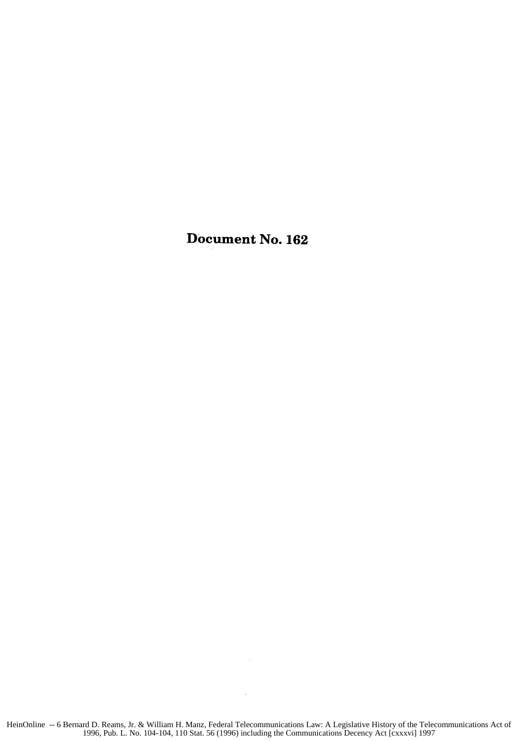# Document No. 162